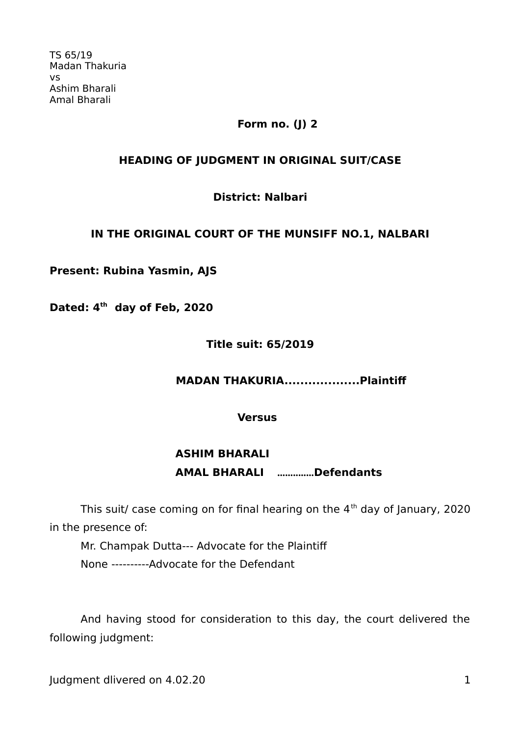TS 65/19
Madan Thakuria
vs
Ashim Bharali
Amal Bharali

**Form no. (J) 2**

**HEADING OF JUDGMENT IN ORIGINAL SUIT/CASE**

**District: Nalbari**

**IN THE ORIGINAL COURT OF THE MUNSIFF NO.1, NALBARI**

**Present: Rubina Yasmin, AJS**

**Dated: 4th day of Feb, 2020**

**Title suit: 65/2019**

**MADAN THAKURIA...................Plaintiff**

**Versus**

**ASHIM BHARALI**
**AMAL BHARALI ..............Defendants**

This suit/ case coming on for final hearing on the 4th day of January, 2020 in the presence of:

Mr. Champak Dutta--- Advocate for the Plaintiff
None ----------Advocate for the Defendant

And having stood for consideration to this day, the court delivered the following judgment:

Judgment dlivered on 4.02.20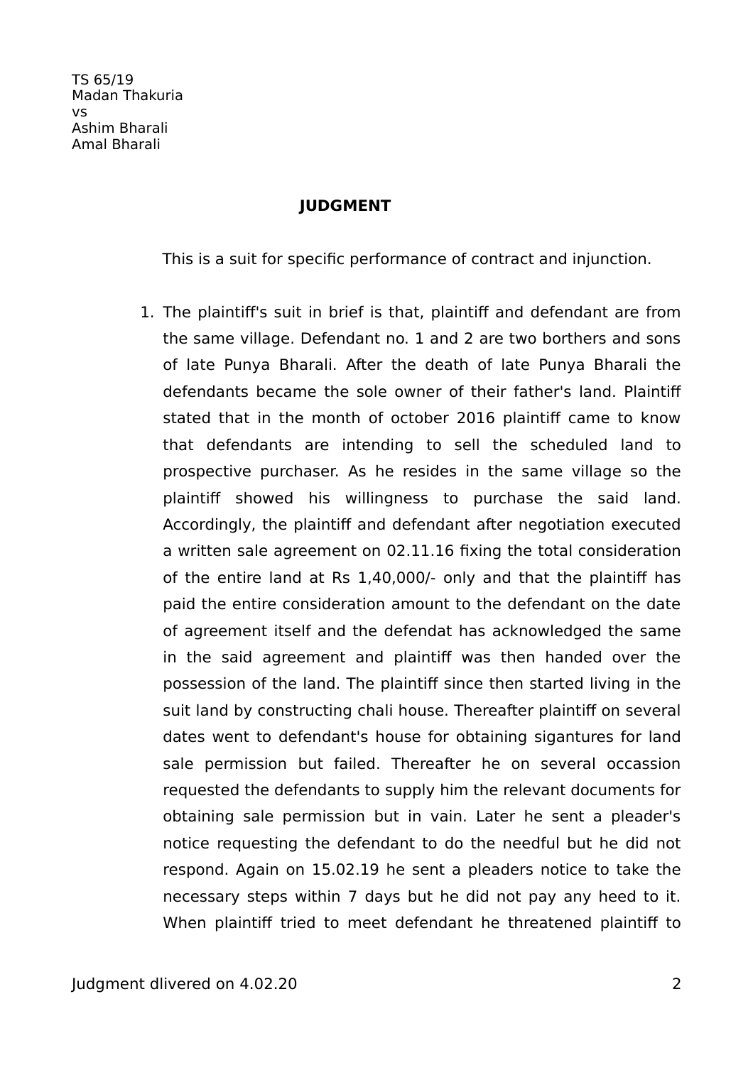TS 65/19
Madan Thakuria
vs
Ashim Bharali
Amal Bharali

**JUDGMENT**

This is a suit for specific performance of contract and injunction.

1. The plaintiff's suit in brief is that, plaintiff and defendant are from the same village. Defendant no. 1 and 2 are two borthers and sons of late Punya Bharali. After the death of late Punya Bharali the defendants became the sole owner of their father's land. Plaintiff stated that in the month of october 2016 plaintiff came to know that defendants are intending to sell the scheduled land to prospective purchaser. As he resides in the same village so the plaintiff showed his willingness to purchase the said land. Accordingly, the plaintiff and defendant after negotiation executed a written sale agreement on 02.11.16 fixing the total consideration of the entire land at Rs 1,40,000/- only and that the plaintiff has paid the entire consideration amount to the defendant on the date of agreement itself and the defendat has acknowledged the same in the said agreement and plaintiff was then handed over the possession of the land. The plaintiff since then started living in the suit land by constructing chali house. Thereafter plaintiff on several dates went to defendant's house for obtaining sigantures for land sale permission but failed. Thereafter he on several occassion requested the defendants to supply him the relevant documents for obtaining sale permission but in vain. Later he sent a pleader's notice requesting the defendant to do the needful but he did not respond. Again on 15.02.19 he sent a pleaders notice to take the necessary steps within 7 days but he did not pay any heed to it. When plaintiff tried to meet defendant he threatened plaintiff to

Judgment dlivered on 4.02.20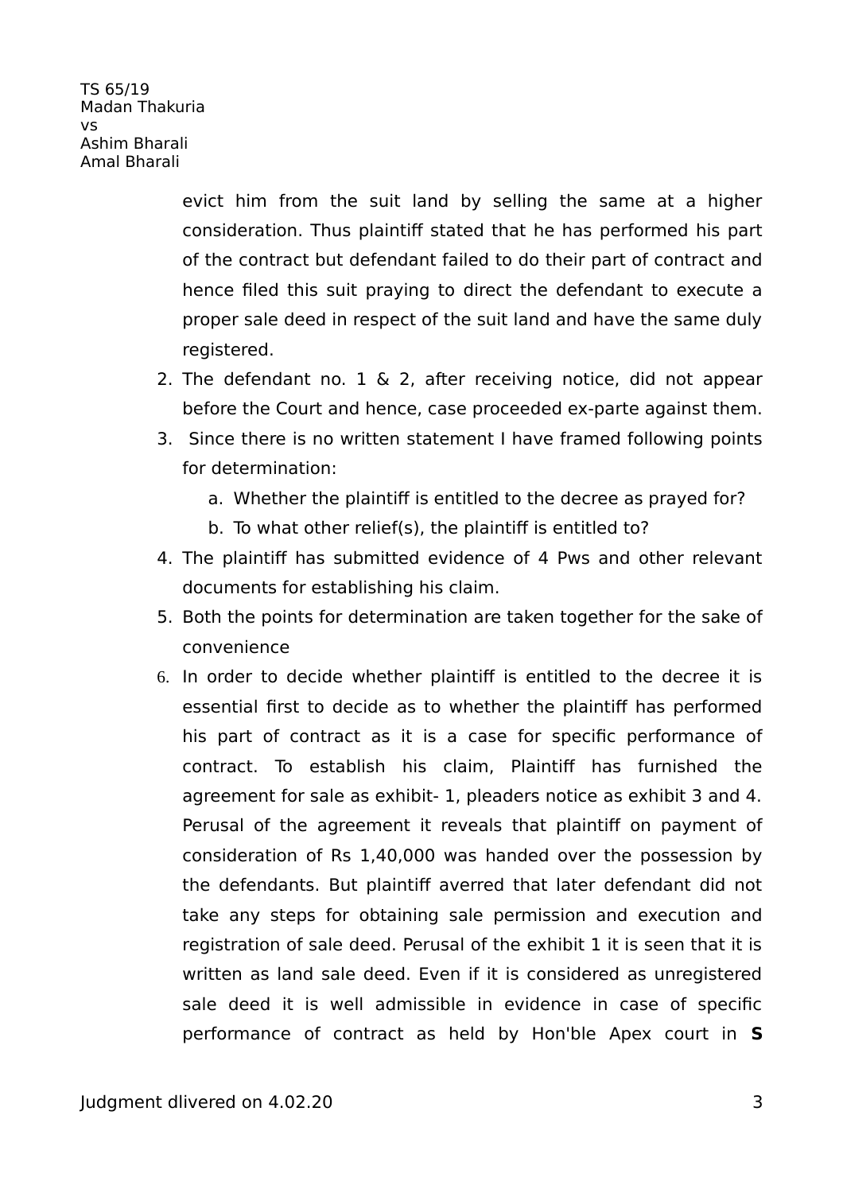evict him from the suit land by selling the same at a higher consideration. Thus plaintiff stated that he has performed his part of the contract but defendant failed to do their part of contract and hence filed this suit praying to direct the defendant to execute a proper sale deed in respect of the suit land and have the same duly registered.

2. The defendant no. 1 & 2, after receiving notice, did not appear before the Court and hence, case proceeded ex-parte against them.
3. Since there is no written statement I have framed following points for determination:
   a. Whether the plaintiff is entitled to the decree as prayed for?
   b. To what other relief(s), the plaintiff is entitled to?
4. The plaintiff has submitted evidence of 4 Pws and other relevant documents for establishing his claim.
5. Both the points for determination are taken together for the sake of convenience
6. In order to decide whether plaintiff is entitled to the decree it is essential first to decide as to whether the plaintiff has performed his part of contract as it is a case for specific performance of contract. To establish his claim, Plaintiff has furnished the agreement for sale as exhibit- 1, pleaders notice as exhibit 3 and 4. Perusal of the agreement it reveals that plaintiff on payment of consideration of Rs 1,40,000 was handed over the possession by the defendants. But plaintiff averred that later defendant did not take any steps for obtaining sale permission and execution and registration of sale deed. Perusal of the exhibit 1 it is seen that it is written as land sale deed. Even if it is considered as unregistered sale deed it is well admissible in evidence in case of specific performance of contract as held by Hon'ble Apex court in **S**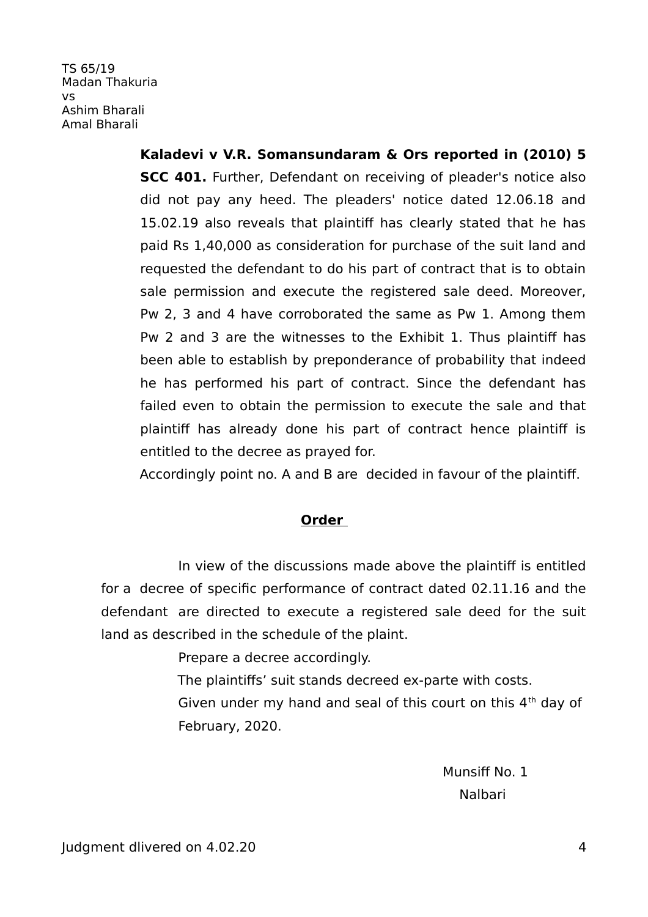**Kaladevi v V.R. Somansundaram & Ors reported in (2010) 5 SCC 401.** Further, Defendant on receiving of pleader's notice also did not pay any heed. The pleaders' notice dated 12.06.18 and 15.02.19 also reveals that plaintiff has clearly stated that he has paid Rs 1,40,000 as consideration for purchase of the suit land and requested the defendant to do his part of contract that is to obtain sale permission and execute the registered sale deed. Moreover, Pw 2, 3 and 4 have corroborated the same as Pw 1. Among them Pw 2 and 3 are the witnesses to the Exhibit 1. Thus plaintiff has been able to establish by preponderance of probability that indeed he has performed his part of contract. Since the defendant has failed even to obtain the permission to execute the sale and that plaintiff has already done his part of contract hence plaintiff is entitled to the decree as prayed for.

Accordingly point no. A and B are decided in favour of the plaintiff.

## **Order**

In view of the discussions made above the plaintiff is entitled for a decree of specific performance of contract dated 02.11.16 and the defendant are directed to execute a registered sale deed for the suit land as described in the schedule of the plaint.

Prepare a decree accordingly.

The plaintiffs' suit stands decreed ex-parte with costs.

Given under my hand and seal of this court on this 4th day of February, 2020.

Munsiff No. 1
Nalbari

Judgment dlivered on 4.02.20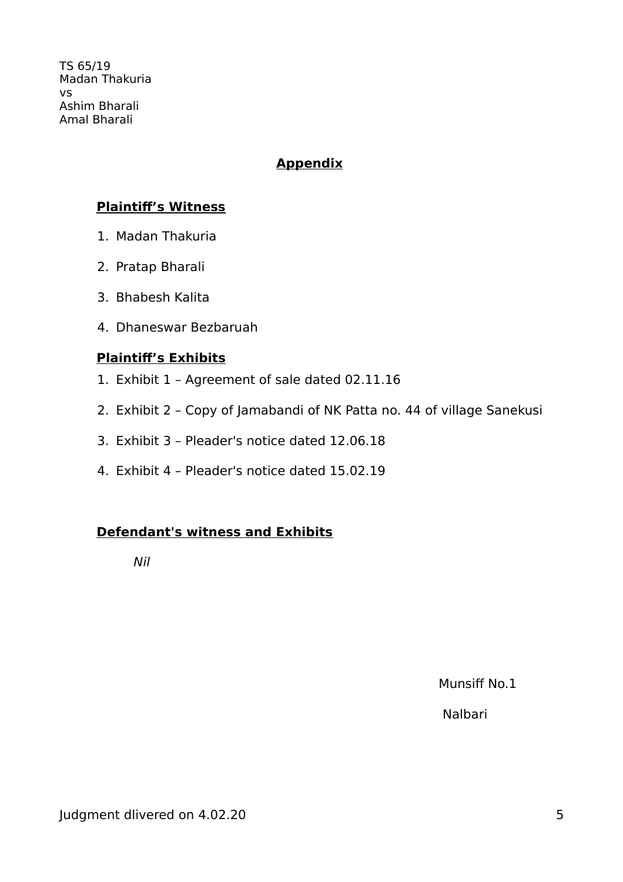TS 65/19
Madan Thakuria
vs
Ashim Bharali
Amal Bharali

## **Appendix**

**Plaintiff's Witness**

1. Madan Thakuria
2. Pratap Bharali
3. Bhabesh Kalita
4. Dhaneswar Bezbaruah

**Plaintiff's Exhibits**

1. Exhibit 1 – Agreement of sale dated 02.11.16
2. Exhibit 2 – Copy of Jamabandi of NK Patta no. 44 of village Sanekusi
3. Exhibit 3 – Pleader's notice dated 12.06.18
4. Exhibit 4 – Pleader's notice dated 15.02.19

**Defendant's witness and Exhibits**

*Nil*

Munsiff No.1

Nalbari

Judgment dlivered on 4.02.20